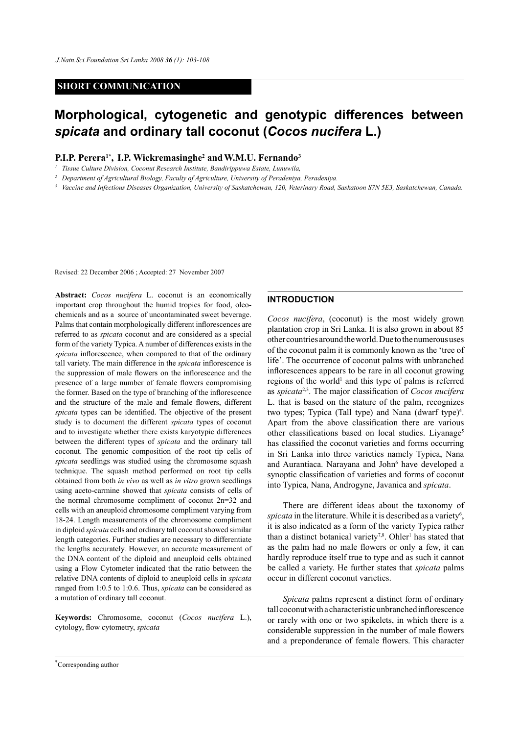**SHORT COMMUNICATION**

# Morphological, cytogenetic and genotypic differences between *spicata* and ordinary tall coconut (*Cocos nucifera* L.)

**P.I.P. Perera[1*], I.P. Wickremasinghe[2] and W.M.U. Fernando[3]**

[1] Tissue Culture Division, Coconut Research Institute, Bandirippuwa Estate, Lunuwila,

[2] Department of Agricultural Biology, Faculty of Agriculture, University of Peradeniya, Peradeniya.

[3] Vaccine and Infectious Diseases Organization, University of Saskatchewan, 120, Veterinary Road, Saskatoon S7N 5E3, Saskatchewan, Canada.

Revised: 22 December 2006 ; Accepted: 27 November 2007

**Abstract:** *Cocos nucifera* L. coconut is an economically important crop throughout the humid tropics for food, oleochemicals and as a source of uncontaminated sweet beverage. Palms that contain morphologically different inflorescences are referred to as *spicata* coconut and are considered as a special form of the variety Typica. A number of differences exists in the *spicata* inflorescence, when compared to that of the ordinary tall variety. The main difference in the *spicata* inflorescence is the suppression of male flowers on the inflorescence and the presence of a large number of female flowers compromising the former. Based on the type of branching of the inflorescence and the structure of the male and female flowers, different *spicata* types can be identified. The objective of the present study is to document the different *spicata* types of coconut and to investigate whether there exists karyotypic differences between the different types of *spicata* and the ordinary tall coconut. The genomic composition of the root tip cells of *spicata* seedlings was studied using the chromosome squash technique. The squash method performed on root tip cells obtained from both *in vivo* as well as *in vitro* grown seedlings using aceto-carmine showed that *spicata* consists of cells of the normal chromosome compliment of coconut 2n=32 and cells with an aneuploid chromosome compliment varying from 18-24. Length measurements of the chromosome compliment in diploid *spicata* cells and ordinary tall coconut showed similar length categories. Further studies are necessary to differentiate the lengths accurately. However, an accurate measurement of the DNA content of the diploid and aneuploid cells obtained using a Flow Cytometer indicated that the ratio between the relative DNA contents of diploid to aneuploid cells in *spicata* ranged from 1:0.5 to 1:0.6. Thus, *spicata* can be considered as a mutation of ordinary tall coconut.

**Keywords:** Chromosome, coconut (*Cocos nucifera* L.), cytology, flow cytometry, *spicata*

## INTRODUCTION

*Cocos nucifera*, (coconut) is the most widely grown plantation crop in Sri Lanka. It is also grown in about 85 other countries around the world. Due to the numerous uses of the coconut palm it is commonly known as the 'tree of life'. The occurrence of coconut palms with unbranched inflorescences appears to be rare in all coconut growing regions of the world[1] and this type of palms is referred as *spicata*[2,3]. The major classification of *Cocos nucifera* L. that is based on the stature of the palm, recognizes two types; Typica (Tall type) and Nana (dwarf type)[4]. Apart from the above classification there are various other classifications based on local studies. Liyanage[5] has classified the coconut varieties and forms occurring in Sri Lanka into three varieties namely Typica, Nana and Aurantiaca. Narayana and John[6] have developed a synoptic classification of varieties and forms of coconut into Typica, Nana, Androgyne, Javanica and *spicata*.

There are different ideas about the taxonomy of *spicata* in the literature. While it is described as a variety[6], it is also indicated as a form of the variety Typica rather than a distinct botanical variety[7,8]. Ohler[1] has stated that as the palm had no male flowers or only a few, it can hardly reproduce itself true to type and as such it cannot be called a variety. He further states that *spicata* palms occur in different coconut varieties.

*Spicata* palms represent a distinct form of ordinary tall coconut with a characteristic unbranched inflorescence or rarely with one or two spikelets, in which there is a considerable suppression in the number of male flowers and a preponderance of female flowers. This character

*Corresponding author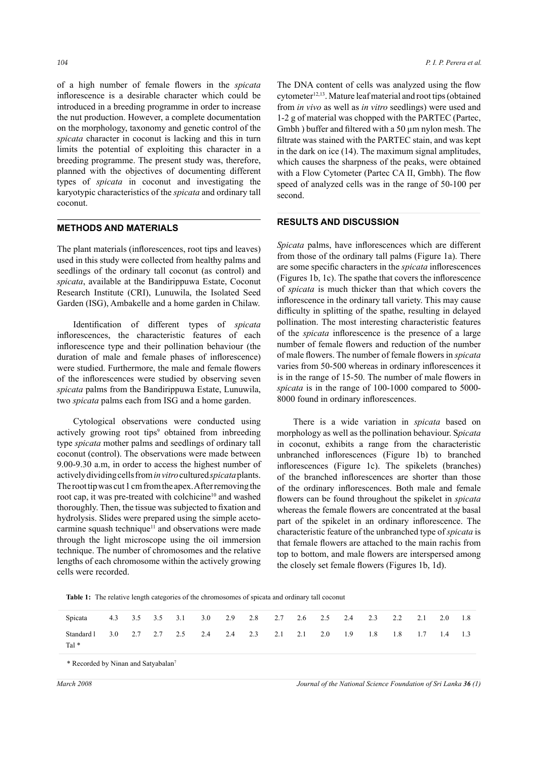of a high number of female flowers in the *spicata* inflorescence is a desirable character which could be introduced in a breeding programme in order to increase the nut production. However, a complete documentation on the morphology, taxonomy and genetic control of the *spicata* character in coconut is lacking and this in turn limits the potential of exploiting this character in a breeding programme. The present study was, therefore, planned with the objectives of documenting different types of *spicata* in coconut and investigating the karyotypic characteristics of the *spicata* and ordinary tall coconut.

## METHODS AND MATERIALS

The plant materials (inflorescences, root tips and leaves) used in this study were collected from healthy palms and seedlings of the ordinary tall coconut (as control) and *spicata*, available at the Bandirippuwa Estate, Coconut Research Institute (CRI), Lunuwila, the Isolated Seed Garden (ISG), Ambakelle and a home garden in Chilaw.

Identification of different types of *spicata* inflorescences, the characteristic features of each inflorescence type and their pollination behaviour (the duration of male and female phases of inflorescence) were studied. Furthermore, the male and female flowers of the inflorescences were studied by observing seven *spicata* palms from the Bandirippuwa Estate, Lunuwila, two *spicata* palms each from ISG and a home garden.

Cytological observations were conducted using actively growing root tips[9] obtained from inbreeding type *spicata* mother palms and seedlings of ordinary tall coconut (control). The observations were made between 9.00-9.30 a.m, in order to access the highest number of actively dividing cells from *in vitro* cultured *spicata* plants. The root tip was cut 1 cm from the apex. After removing the root cap, it was pre-treated with colchicine[10] and washed thoroughly. Then, the tissue was subjected to fixation and hydrolysis. Slides were prepared using the simple aceto-carmine squash technique[11] and observations were made through the light microscope using the oil immersion technique. The number of chromosomes and the relative lengths of each chromosome within the actively growing cells were recorded.

The DNA content of cells was analyzed using the flow cytometer[12,13]. Mature leaf material and root tips (obtained from *in vivo* as well as *in vitro* seedlings) were used and 1-2 g of material was chopped with the PARTEC (Partec, Gmbh ) buffer and filtered with a 50 µm nylon mesh. The filtrate was stained with the PARTEC stain, and was kept in the dark on ice (14). The maximum signal amplitudes, which causes the sharpness of the peaks, were obtained with a Flow Cytometer (Partec CA II, Gmbh). The flow speed of analyzed cells was in the range of 50-100 per second.

## RESULTS AND DISCUSSION

*Spicata* palms, have inflorescences which are different from those of the ordinary tall palms (Figure 1a). There are some specific characters in the *spicata* inflorescences (Figures 1b, 1c). The spathe that covers the inflorescence of *spicata* is much thicker than that which covers the inflorescence in the ordinary tall variety. This may cause difficulty in splitting of the spathe, resulting in delayed pollination. The most interesting characteristic features of the *spicata* inflorescence is the presence of a large number of female flowers and reduction of the number of male flowers. The number of female flowers in *spicata* varies from 50-500 whereas in ordinary inflorescences it is in the range of 15-50. The number of male flowers in *spicata* is in the range of 100-1000 compared to 5000-8000 found in ordinary inflorescences.

There is a wide variation in *spicata* based on morphology as well as the pollination behaviour. S*picata* in coconut, exhibits a range from the characteristic unbranched inflorescences (Figure 1b) to branched inflorescences (Figure 1c). The spikelets (branches) of the branched inflorescences are shorter than those of the ordinary inflorescences. Both male and female flowers can be found throughout the spikelet in *spicata* whereas the female flowers are concentrated at the basal part of the spikelet in an ordinary inflorescence. The characteristic feature of the unbranched type of *spicata* is that female flowers are attached to the main rachis from top to bottom, and male flowers are interspersed among the closely set female flowers (Figures 1b, 1d).

**Table 1:** The relative length categories of the chromosomes of spicata and ordinary tall coconut

| | | | | | | | | | | | | | | | | |
|---|---|---|---|---|---|---|---|---|---|---|---|---|---|---|---|---|
| Spicata | 4.3 | 3.5 | 3.5 | 3.1 | 3.0 | 2.9 | 2.8 | 2.7 | 2.6 | 2.5 | 2.4 | 2.3 | 2.2 | 2.1 | 2.0 | 1.8 |
| Standard l Tal * | 3.0 | 2.7 | 2.7 | 2.5 | 2.4 | 2.4 | 2.3 | 2.1 | 2.1 | 2.0 | 1.9 | 1.8 | 1.8 | 1.7 | 1.4 | 1.3 |

\* Recorded by Ninan and Satyabalan[7]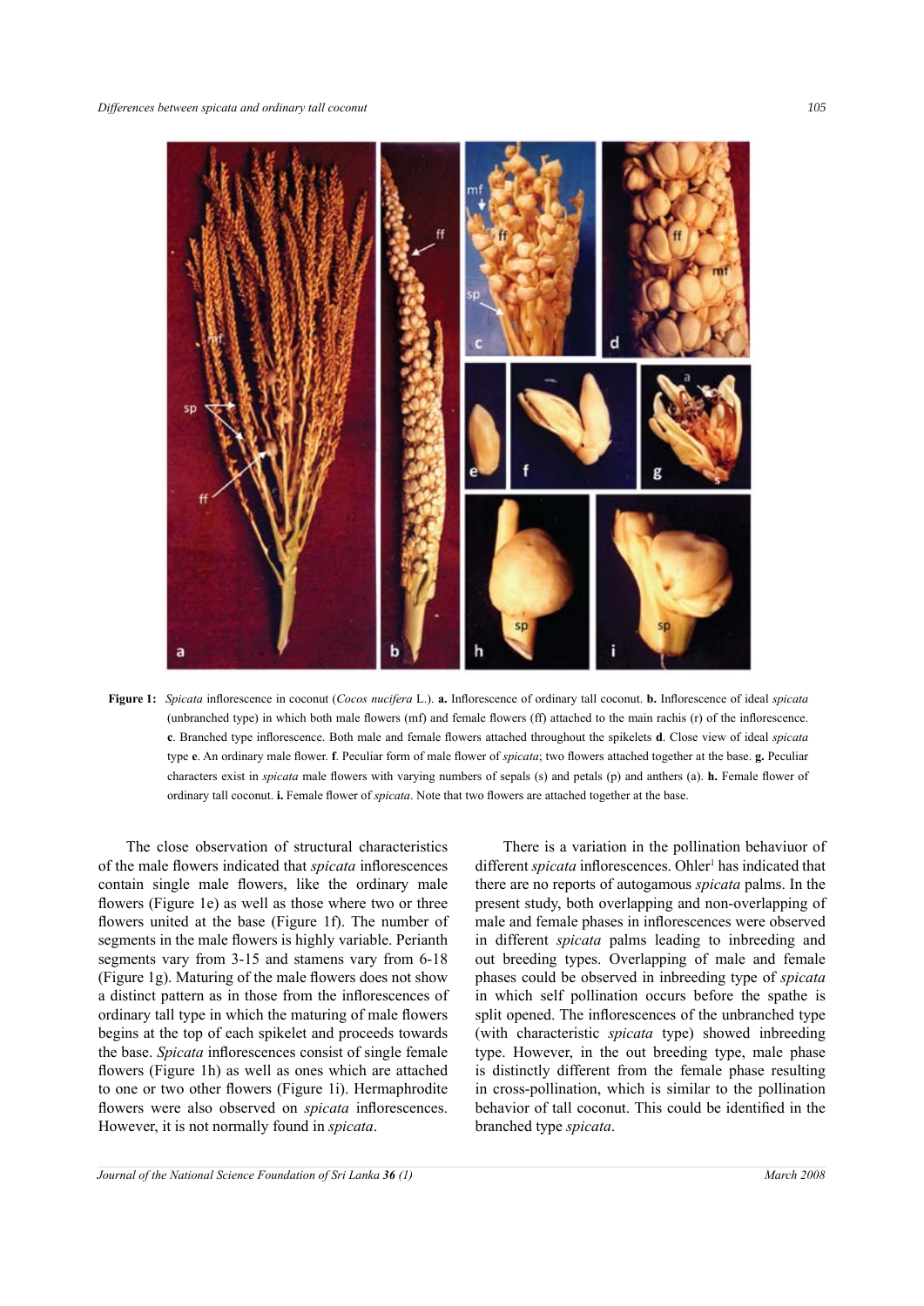**Figure 1:** *Spicata* inflorescence in coconut (*Cocos nucifera* L.). **a.** Inflorescence of ordinary tall coconut. **b.** Inflorescence of ideal *spicata* (unbranched type) in which both male flowers (mf) and female flowers (ff) attached to the main rachis (r) of the inflorescence. **c**. Branched type inflorescence. Both male and female flowers attached throughout the spikelets **d**. Close view of ideal *spicata* type **e**. An ordinary male flower. **f**. Peculiar form of male flower of *spicata*; two flowers attached together at the base. **g.** Peculiar characters exist in *spicata* male flowers with varying numbers of sepals (s) and petals (p) and anthers (a). **h.** Female flower of ordinary tall coconut. **i.** Female flower of *spicata*. Note that two flowers are attached together at the base.

The close observation of structural characteristics of the male flowers indicated that *spicata* inflorescences contain single male flowers, like the ordinary male flowers (Figure 1e) as well as those where two or three flowers united at the base (Figure 1f). The number of segments in the male flowers is highly variable. Perianth segments vary from 3-15 and stamens vary from 6-18 (Figure 1g). Maturing of the male flowers does not show a distinct pattern as in those from the inflorescences of ordinary tall type in which the maturing of male flowers begins at the top of each spikelet and proceeds towards the base. *Spicata* inflorescences consist of single female flowers (Figure 1h) as well as ones which are attached to one or two other flowers (Figure 1i). Hermaphrodite flowers were also observed on *spicata* inflorescences. However, it is not normally found in *spicata*.

There is a variation in the pollination behaviuor of different *spicata* inflorescences. Ohler[1] has indicated that there are no reports of autogamous *spicata* palms. In the present study, both overlapping and non-overlapping of male and female phases in inflorescences were observed in different *spicata* palms leading to inbreeding and out breeding types. Overlapping of male and female phases could be observed in inbreeding type of *spicata* in which self pollination occurs before the spathe is split opened. The inflorescences of the unbranched type (with characteristic *spicata* type) showed inbreeding type. However, in the out breeding type, male phase is distinctly different from the female phase resulting in cross-pollination, which is similar to the pollination behavior of tall coconut. This could be identified in the branched type *spicata*.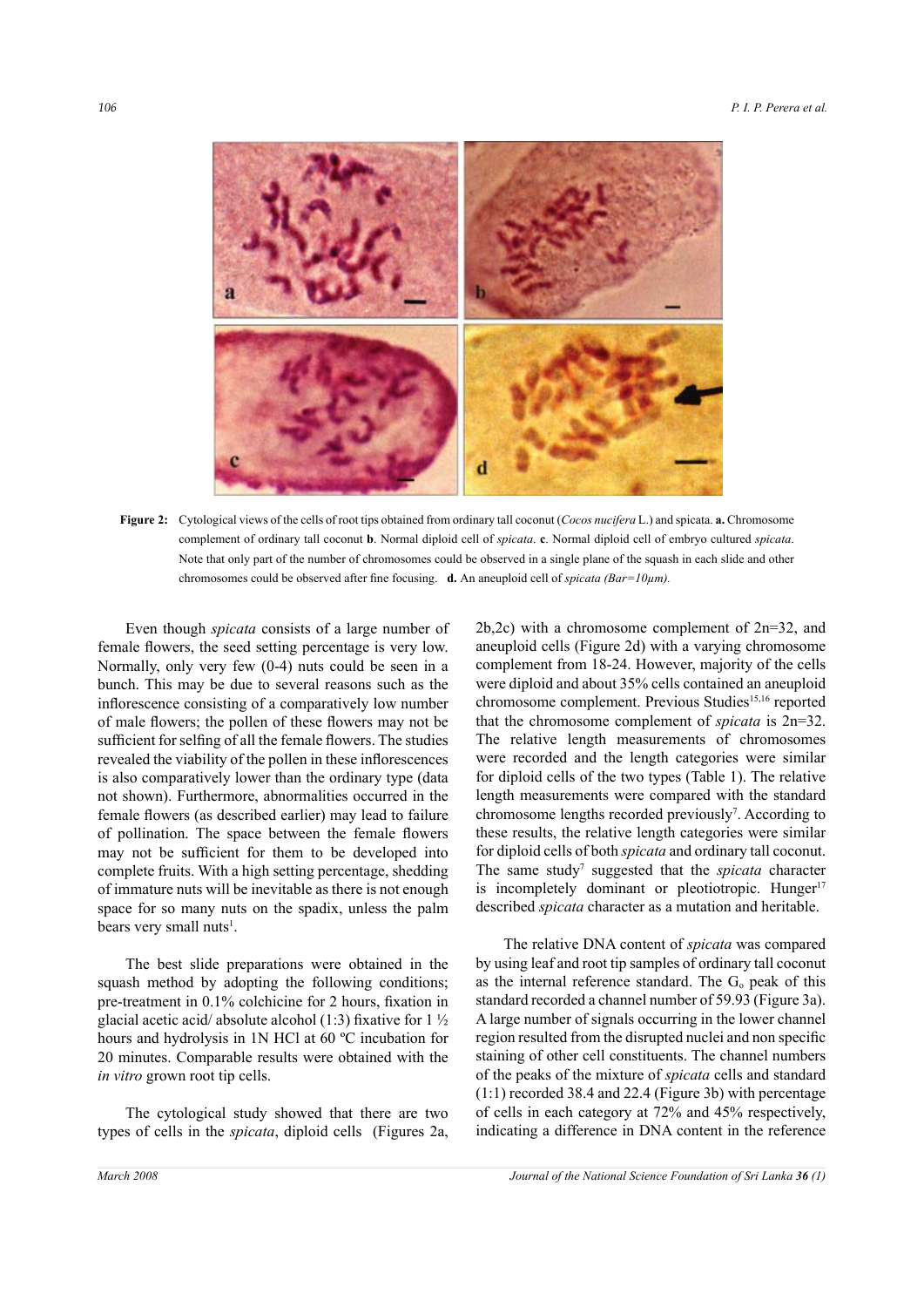**Figure 2:** Cytological views of the cells of root tips obtained from ordinary tall coconut (*Cocos nucifera* L.) and spicata. **a.** Chromosome complement of ordinary tall coconut **b**. Normal diploid cell of *spicata*. **c**. Normal diploid cell of embryo cultured *spicata*. Note that only part of the number of chromosomes could be observed in a single plane of the squash in each slide and other chromosomes could be observed after fine focusing. **d.** An aneuploid cell of *spicata (Bar=10µm).*

Even though *spicata* consists of a large number of female flowers, the seed setting percentage is very low. Normally, only very few (0-4) nuts could be seen in a bunch. This may be due to several reasons such as the inflorescence consisting of a comparatively low number of male flowers; the pollen of these flowers may not be sufficient for selfing of all the female flowers. The studies revealed the viability of the pollen in these inflorescences is also comparatively lower than the ordinary type (data not shown). Furthermore, abnormalities occurred in the female flowers (as described earlier) may lead to failure of pollination. The space between the female flowers may not be sufficient for them to be developed into complete fruits. With a high setting percentage, shedding of immature nuts will be inevitable as there is not enough space for so many nuts on the spadix, unless the palm bears very small nuts[1].

The best slide preparations were obtained in the squash method by adopting the following conditions; pre-treatment in 0.1% colchicine for 2 hours, fixation in glacial acetic acid/ absolute alcohol (1:3) fixative for 1 ½ hours and hydrolysis in 1N HCl at 60 ºC incubation for 20 minutes. Comparable results were obtained with the *in vitro* grown root tip cells.

The cytological study showed that there are two types of cells in the *spicata*, diploid cells (Figures 2a, 2b,2c) with a chromosome complement of 2n=32, and aneuploid cells (Figure 2d) with a varying chromosome complement from 18-24. However, majority of the cells were diploid and about 35% cells contained an aneuploid chromosome complement. Previous Studies[15,16] reported that the chromosome complement of *spicata* is 2n=32. The relative length measurements of chromosomes were recorded and the length categories were similar for diploid cells of the two types (Table 1). The relative length measurements were compared with the standard chromosome lengths recorded previously[7]. According to these results, the relative length categories were similar for diploid cells of both *spicata* and ordinary tall coconut. The same study[7] suggested that the *spicata* character is incompletely dominant or pleotiotropic. Hunger[17] described *spicata* character as a mutation and heritable.

The relative DNA content of *spicata* was compared by using leaf and root tip samples of ordinary tall coconut as the internal reference standard. The $G_o$ peak of this standard recorded a channel number of 59.93 (Figure 3a). A large number of signals occurring in the lower channel region resulted from the disrupted nuclei and non specific staining of other cell constituents. The channel numbers of the peaks of the mixture of *spicata* cells and standard (1:1) recorded 38.4 and 22.4 (Figure 3b) with percentage of cells in each category at 72% and 45% respectively, indicating a difference in DNA content in the reference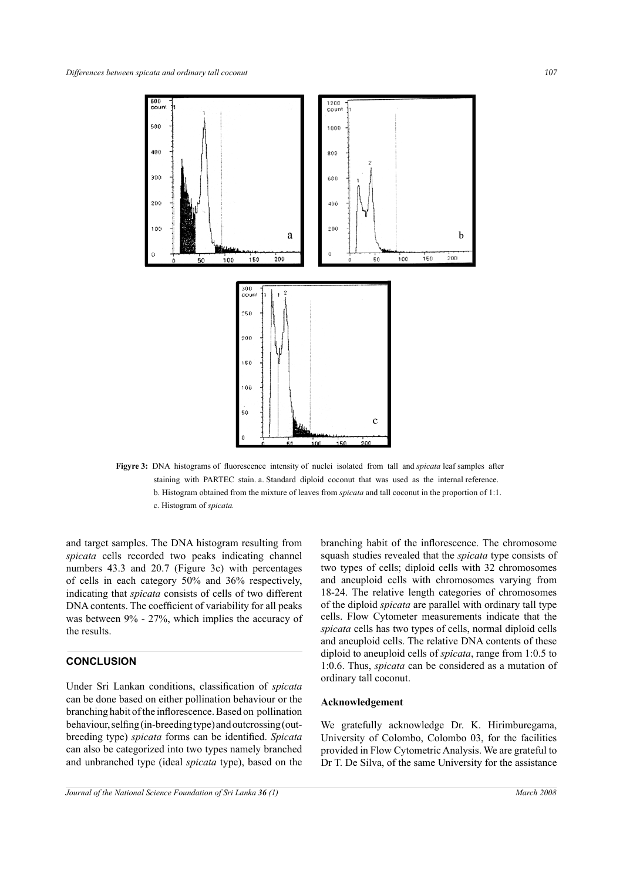**Figyre 3:** DNA histograms of fluorescence intensity of nuclei isolated from tall and *spicata* leaf samples after staining with PARTEC stain. a. Standard diploid coconut that was used as the internal reference. b. Histogram obtained from the mixture of leaves from *spicata* and tall coconut in the proportion of 1:1. c. Histogram of *spicata.*

and target samples. The DNA histogram resulting from *spicata* cells recorded two peaks indicating channel numbers 43.3 and 20.7 (Figure 3c) with percentages of cells in each category 50% and 36% respectively, indicating that *spicata* consists of cells of two different DNA contents. The coefficient of variability for all peaks was between 9% - 27%, which implies the accuracy of the results.

## CONCLUSION

Under Sri Lankan conditions, classification of *spicata* can be done based on either pollination behaviour or the branching habit of the inflorescence. Based on pollination behaviour, selfing (in-breeding type) and outcrossing (out-breeding type) *spicata* forms can be identified. *Spicata* can also be categorized into two types namely branched and unbranched type (ideal *spicata* type), based on the branching habit of the inflorescence. The chromosome squash studies revealed that the *spicata* type consists of two types of cells; diploid cells with 32 chromosomes and aneuploid cells with chromosomes varying from 18-24. The relative length categories of chromosomes of the diploid *spicata* are parallel with ordinary tall type cells. Flow Cytometer measurements indicate that the *spicata* cells has two types of cells, normal diploid cells and aneuploid cells. The relative DNA contents of these diploid to aneuploid cells of *spicata*, range from 1:0.5 to 1:0.6. Thus, *spicata* can be considered as a mutation of ordinary tall coconut.

### Acknowledgement

We gratefully acknowledge Dr. K. Hirimburegama, University of Colombo, Colombo 03, for the facilities provided in Flow Cytometric Analysis. We are grateful to Dr T. De Silva, of the same University for the assistance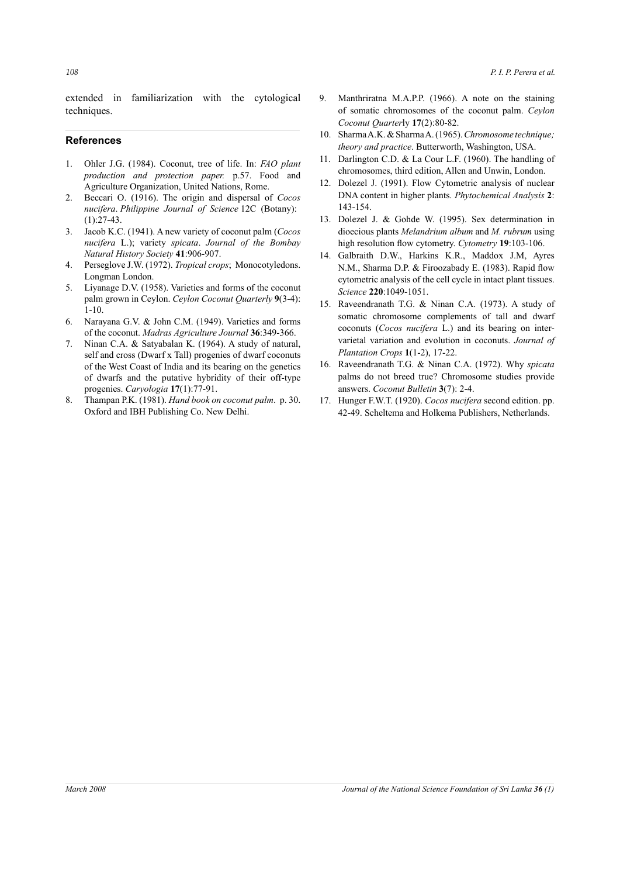extended in familiarization with the cytological techniques.

## References

1. Ohler J.G. (1984). Coconut, tree of life. In: *FAO plant production and protection paper.* p.57. Food and Agriculture Organization, United Nations, Rome.
2. Beccari O. (1916). The origin and dispersal of *Cocos nucifera*. *Philippine Journal of Science* 12C (Botany): (1):27-43.
3. Jacob K.C. (1941). A new variety of coconut palm (*Cocos nucifera* L.); variety *spicata*. *Journal of the Bombay Natural History Society* **41**:906-907.
4. Perseglove J.W. (1972). *Tropical crops*; Monocotyledons. Longman London.
5. Liyanage D.V. (1958). Varieties and forms of the coconut palm grown in Ceylon. *Ceylon Coconut Quarterly* **9**(3-4): 1-10.
6. Narayana G.V. & John C.M. (1949). Varieties and forms of the coconut. *Madras Agriculture Journal* **36**:349-366.
7. Ninan C.A. & Satyabalan K. (1964). A study of natural, self and cross (Dwarf x Tall) progenies of dwarf coconuts of the West Coast of India and its bearing on the genetics of dwarfs and the putative hybridity of their off-type progenies. *Caryologia* **17**(1):77-91.
8. Thampan P.K. (1981). *Hand book on coconut palm*. p. 30. Oxford and IBH Publishing Co. New Delhi.
9. Manthriratna M.A.P.P. (1966). A note on the staining of somatic chromosomes of the coconut palm. *Ceylon Coconut Quarter*ly **17**(2):80-82.
10. Sharma A.K. & Sharma A. (1965). *Chromosome technique; theory and practice*. Butterworth, Washington, USA.
11. Darlington C.D. & La Cour L.F. (1960). The handling of chromosomes, third edition, Allen and Unwin, London.
12. Dolezel J. (1991). Flow Cytometric analysis of nuclear DNA content in higher plants. *Phytochemical Analysis* **2**: 143-154.
13. Dolezel J. & Gohde W. (1995). Sex determination in dioecious plants *Melandrium album* and *M. rubrum* using high resolution flow cytometry. *Cytometry* **19**:103-106.
14. Galbraith D.W., Harkins K.R., Maddox J.M, Ayres N.M., Sharma D.P. & Firoozabady E. (1983). Rapid flow cytometric analysis of the cell cycle in intact plant tissues. *Science* **220**:1049-1051.
15. Raveendranath T.G. & Ninan C.A. (1973). A study of somatic chromosome complements of tall and dwarf coconuts (*Cocos nucifera* L.) and its bearing on inter-varietal variation and evolution in coconuts. *Journal of Plantation Crops* **1**(1-2), 17-22.
16. Raveendranath T.G. & Ninan C.A. (1972). Why *spicata* palms do not breed true? Chromosome studies provide answers. *Coconut Bulletin* **3**(7): 2-4.
17. Hunger F.W.T. (1920). *Cocos nucifera* second edition. pp. 42-49. Scheltema and Holkema Publishers, Netherlands.